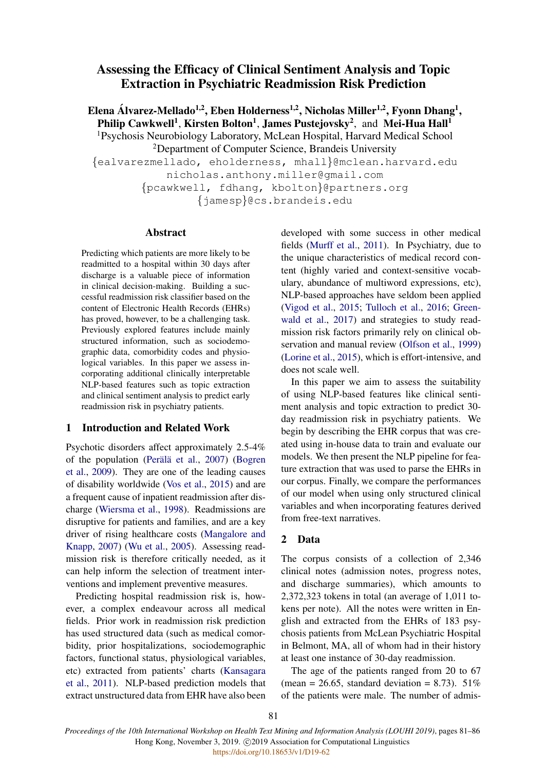# Assessing the Efficacy of Clinical Sentiment Analysis and Topic Extraction in Psychiatric Readmission Risk Prediction

**Elena Álvarez-Mellado**[1,2], **Eben Holderness**[1,2], **Nicholas Miller**[1,2], **Fyonn Dhang**[1], **Philip Cawkwell**[1], **Kirsten Bolton**[1], **James Pustejovsky**[2], and **Mei-Hua Hall**[1]

[1]Psychosis Neurobiology Laboratory, McLean Hospital, Harvard Medical School

[2]Department of Computer Science, Brandeis University

{ealvarezmellado, eholderness, mhall}@mclean.harvard.edu

nicholas.anthony.miller@gmail.com

{pcawkwell, fdhang, kbolton}@partners.org

{jamesp}@cs.brandeis.edu

## Abstract

Predicting which patients are more likely to be readmitted to a hospital within 30 days after discharge is a valuable piece of information in clinical decision-making. Building a successful readmission risk classifier based on the content of Electronic Health Records (EHRs) has proved, however, to be a challenging task. Previously explored features include mainly structured information, such as sociodemographic data, comorbidity codes and physiological variables. In this paper we assess incorporating additional clinically interpretable NLP-based features such as topic extraction and clinical sentiment analysis to predict early readmission risk in psychiatry patients.

## 1 Introduction and Related Work

Psychotic disorders affect approximately 2.5-4% of the population (Perälä et al., 2007) (Bogren et al., 2009). They are one of the leading causes of disability worldwide (Vos et al., 2015) and are a frequent cause of inpatient readmission after discharge (Wiersma et al., 1998). Readmissions are disruptive for patients and families, and are a key driver of rising healthcare costs (Mangalore and Knapp, 2007) (Wu et al., 2005). Assessing readmission risk is therefore critically needed, as it can help inform the selection of treatment interventions and implement preventive measures.

Predicting hospital readmission risk is, however, a complex endeavour across all medical fields. Prior work in readmission risk prediction has used structured data (such as medical comorbidity, prior hospitalizations, sociodemographic factors, functional status, physiological variables, etc) extracted from patients' charts (Kansagara et al., 2011). NLP-based prediction models that extract unstructured data from EHR have also been developed with some success in other medical fields (Murff et al., 2011). In Psychiatry, due to the unique characteristics of medical record content (highly varied and context-sensitive vocabulary, abundance of multiword expressions, etc), NLP-based approaches have seldom been applied (Vigod et al., 2015; Tulloch et al., 2016; Greenwald et al., 2017) and strategies to study readmission risk factors primarily rely on clinical observation and manual review (Olfson et al., 1999) (Lorine et al., 2015), which is effort-intensive, and does not scale well.

In this paper we aim to assess the suitability of using NLP-based features like clinical sentiment analysis and topic extraction to predict 30-day readmission risk in psychiatry patients. We begin by describing the EHR corpus that was created using in-house data to train and evaluate our models. We then present the NLP pipeline for feature extraction that was used to parse the EHRs in our corpus. Finally, we compare the performances of our model when using only structured clinical variables and when incorporating features derived from free-text narratives.

## 2 Data

The corpus consists of a collection of 2,346 clinical notes (admission notes, progress notes, and discharge summaries), which amounts to 2,372,323 tokens in total (an average of 1,011 tokens per note). All the notes were written in English and extracted from the EHRs of 183 psychosis patients from McLean Psychiatric Hospital in Belmont, MA, all of whom had in their history at least one instance of 30-day readmission.

The age of the patients ranged from 20 to 67 (mean = 26.65, standard deviation = 8.73). 51% of the patients were male. The number of admis-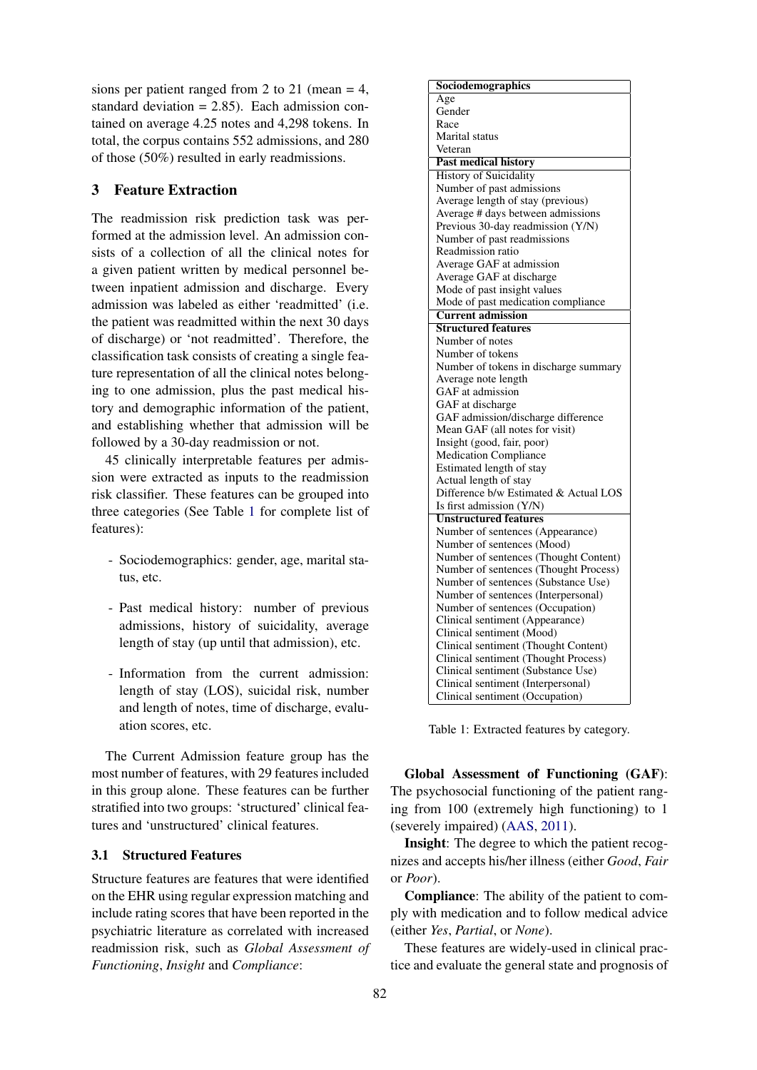sions per patient ranged from 2 to 21 (mean = 4, standard deviation = 2.85). Each admission contained on average 4.25 notes and 4,298 tokens. In total, the corpus contains 552 admissions, and 280 of those (50%) resulted in early readmissions.

## 3 Feature Extraction

The readmission risk prediction task was performed at the admission level. An admission consists of a collection of all the clinical notes for a given patient written by medical personnel between inpatient admission and discharge. Every admission was labeled as either 'readmitted' (i.e. the patient was readmitted within the next 30 days of discharge) or 'not readmitted'. Therefore, the classification task consists of creating a single feature representation of all the clinical notes belonging to one admission, plus the past medical history and demographic information of the patient, and establishing whether that admission will be followed by a 30-day readmission or not.

45 clinically interpretable features per admission were extracted as inputs to the readmission risk classifier. These features can be grouped into three categories (See Table 1 for complete list of features):

- Sociodemographics: gender, age, marital status, etc.
- Past medical history: number of previous admissions, history of suicidality, average length of stay (up until that admission), etc.
- Information from the current admission: length of stay (LOS), suicidal risk, number and length of notes, time of discharge, evaluation scores, etc.

| **Sociodemographics** |
|---|
| Age |
| Gender |
| Race |
| Marital status |
| Veteran |
| **Past medical history** |
| History of Suicidality |
| Number of past admissions |
| Average length of stay (previous) |
| Average # days between admissions |
| Previous 30-day readmission (Y/N) |
| Number of past readmissions |
| Readmission ratio |
| Average GAF at admission |
| Average GAF at discharge |
| Mode of past insight values |
| Mode of past medication compliance |
| **Current admission** |
| **Structured features** |
| Number of notes |
| Number of tokens |
| Number of tokens in discharge summary |
| Average note length |
| GAF at admission |
| GAF at discharge |
| GAF admission/discharge difference |
| Mean GAF (all notes for visit) |
| Insight (good, fair, poor) |
| Medication Compliance |
| Estimated length of stay |
| Actual length of stay |
| Difference b/w Estimated & Actual LOS |
| Is first admission (Y/N) |
| **Unstructured features** |
| Number of sentences (Appearance) |
| Number of sentences (Mood) |
| Number of sentences (Thought Content) |
| Number of sentences (Thought Process) |
| Number of sentences (Substance Use) |
| Number of sentences (Interpersonal) |
| Number of sentences (Occupation) |
| Clinical sentiment (Appearance) |
| Clinical sentiment (Mood) |
| Clinical sentiment (Thought Content) |
| Clinical sentiment (Thought Process) |
| Clinical sentiment (Substance Use) |
| Clinical sentiment (Interpersonal) |
| Clinical sentiment (Occupation) |

Table 1: Extracted features by category.

The Current Admission feature group has the most number of features, with 29 features included in this group alone. These features can be further stratified into two groups: 'structured' clinical features and 'unstructured' clinical features.

### 3.1 Structured Features

Structure features are features that were identified on the EHR using regular expression matching and include rating scores that have been reported in the psychiatric literature as correlated with increased readmission risk, such as *Global Assessment of Functioning*, *Insight* and *Compliance*:

**Global Assessment of Functioning (GAF)**: The psychosocial functioning of the patient ranging from 100 (extremely high functioning) to 1 (severely impaired) (AAS, 2011).

**Insight**: The degree to which the patient recognizes and accepts his/her illness (either *Good*, *Fair* or *Poor*).

**Compliance**: The ability of the patient to comply with medication and to follow medical advice (either *Yes*, *Partial*, or *None*).

These features are widely-used in clinical practice and evaluate the general state and prognosis of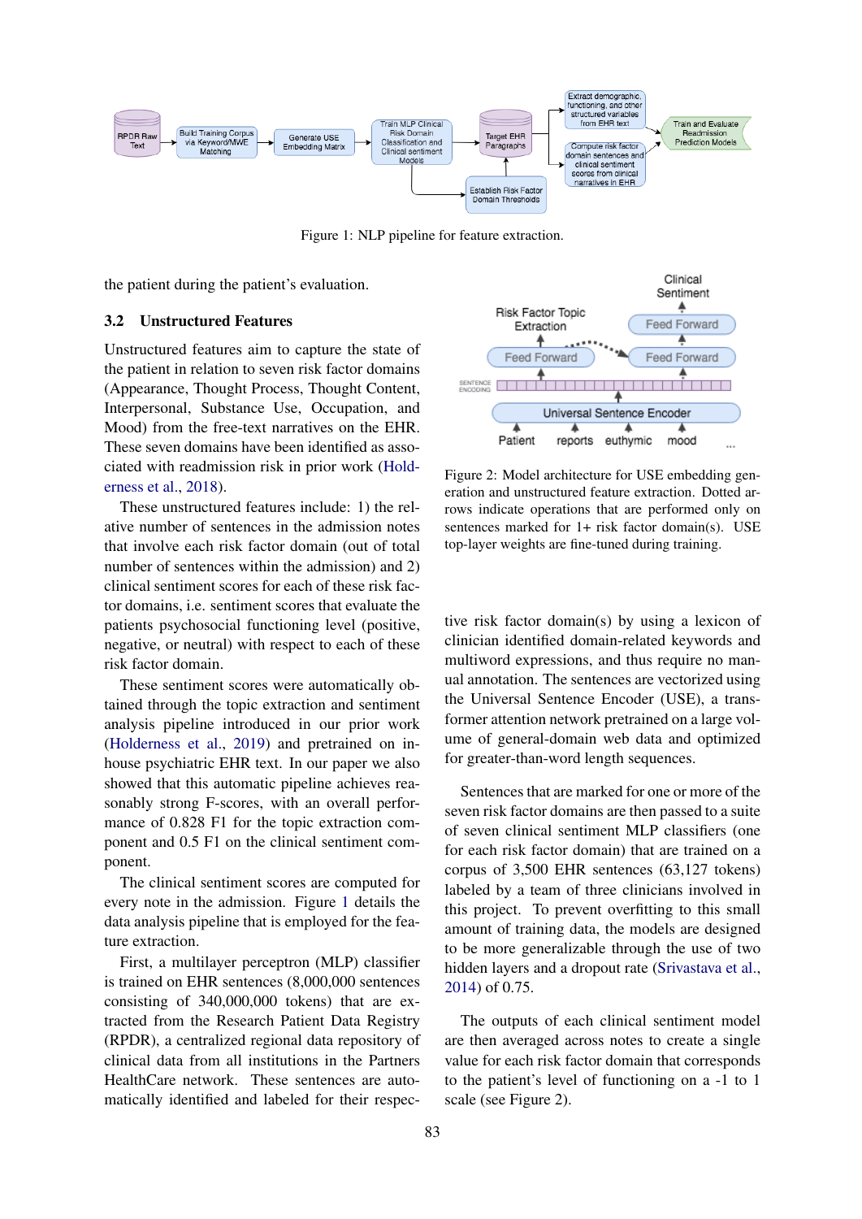Figure 1: NLP pipeline for feature extraction.

the patient during the patient's evaluation.

### 3.2 Unstructured Features

Unstructured features aim to capture the state of the patient in relation to seven risk factor domains (Appearance, Thought Process, Thought Content, Interpersonal, Substance Use, Occupation, and Mood) from the free-text narratives on the EHR. These seven domains have been identified as associated with readmission risk in prior work (Holderness et al., 2018).

These unstructured features include: 1) the relative number of sentences in the admission notes that involve each risk factor domain (out of total number of sentences within the admission) and 2) clinical sentiment scores for each of these risk factor domains, i.e. sentiment scores that evaluate the patients psychosocial functioning level (positive, negative, or neutral) with respect to each of these risk factor domain.

These sentiment scores were automatically obtained through the topic extraction and sentiment analysis pipeline introduced in our prior work (Holderness et al., 2019) and pretrained on in-house psychiatric EHR text. In our paper we also showed that this automatic pipeline achieves reasonably strong F-scores, with an overall performance of 0.828 F1 for the topic extraction component and 0.5 F1 on the clinical sentiment component.

The clinical sentiment scores are computed for every note in the admission. Figure 1 details the data analysis pipeline that is employed for the feature extraction.

First, a multilayer perceptron (MLP) classifier is trained on EHR sentences (8,000,000 sentences consisting of 340,000,000 tokens) that are extracted from the Research Patient Data Registry (RPDR), a centralized regional data repository of clinical data from all institutions in the Partners HealthCare network. These sentences are automatically identified and labeled for their respective risk factor domain(s) by using a lexicon of clinician identified domain-related keywords and multiword expressions, and thus require no manual annotation. The sentences are vectorized using the Universal Sentence Encoder (USE), a transformer attention network pretrained on a large volume of general-domain web data and optimized for greater-than-word length sequences.

Figure 2: Model architecture for USE embedding generation and unstructured feature extraction. Dotted arrows indicate operations that are performed only on sentences marked for 1+ risk factor domain(s). USE top-layer weights are fine-tuned during training.

Sentences that are marked for one or more of the seven risk factor domains are then passed to a suite of seven clinical sentiment MLP classifiers (one for each risk factor domain) that are trained on a corpus of 3,500 EHR sentences (63,127 tokens) labeled by a team of three clinicians involved in this project. To prevent overfitting to this small amount of training data, the models are designed to be more generalizable through the use of two hidden layers and a dropout rate (Srivastava et al., 2014) of 0.75.

The outputs of each clinical sentiment model are then averaged across notes to create a single value for each risk factor domain that corresponds to the patient's level of functioning on a -1 to 1 scale (see Figure 2).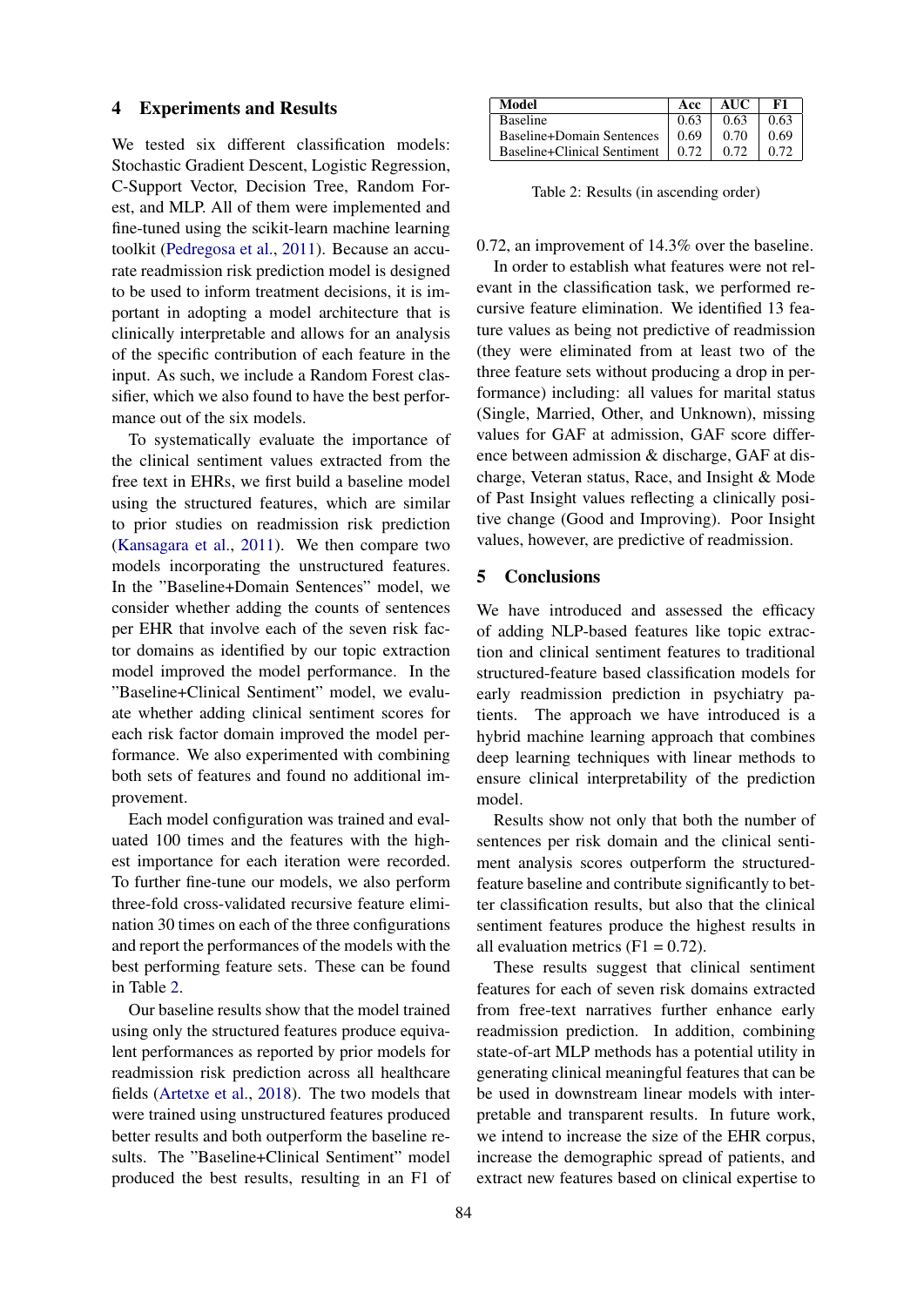## 4 Experiments and Results

We tested six different classification models: Stochastic Gradient Descent, Logistic Regression, C-Support Vector, Decision Tree, Random Forest, and MLP. All of them were implemented and fine-tuned using the scikit-learn machine learning toolkit (Pedregosa et al., 2011). Because an accurate readmission risk prediction model is designed to be used to inform treatment decisions, it is important in adopting a model architecture that is clinically interpretable and allows for an analysis of the specific contribution of each feature in the input. As such, we include a Random Forest classifier, which we also found to have the best performance out of the six models.

To systematically evaluate the importance of the clinical sentiment values extracted from the free text in EHRs, we first build a baseline model using the structured features, which are similar to prior studies on readmission risk prediction (Kansagara et al., 2011). We then compare two models incorporating the unstructured features. In the "Baseline+Domain Sentences" model, we consider whether adding the counts of sentences per EHR that involve each of the seven risk factor domains as identified by our topic extraction model improved the model performance. In the "Baseline+Clinical Sentiment" model, we evaluate whether adding clinical sentiment scores for each risk factor domain improved the model performance. We also experimented with combining both sets of features and found no additional improvement.

Each model configuration was trained and evaluated 100 times and the features with the highest importance for each iteration were recorded. To further fine-tune our models, we also perform three-fold cross-validated recursive feature elimination 30 times on each of the three configurations and report the performances of the models with the best performing feature sets. These can be found in Table 2.

Our baseline results show that the model trained using only the structured features produce equivalent performances as reported by prior models for readmission risk prediction across all healthcare fields (Artetxe et al., 2018). The two models that were trained using unstructured features produced better results and both outperform the baseline results. The "Baseline+Clinical Sentiment" model produced the best results, resulting in an F1 of 0.72, an improvement of 14.3% over the baseline.

| Model | Acc | AUC | F1 |
|---|---|---|---|
| Baseline | 0.63 | 0.63 | 0.63 |
| Baseline+Domain Sentences | 0.69 | 0.70 | 0.69 |
| Baseline+Clinical Sentiment | 0.72 | 0.72 | 0.72 |

Table 2: Results (in ascending order)

In order to establish what features were not relevant in the classification task, we performed recursive feature elimination. We identified 13 feature values as being not predictive of readmission (they were eliminated from at least two of the three feature sets without producing a drop in performance) including: all values for marital status (Single, Married, Other, and Unknown), missing values for GAF at admission, GAF score difference between admission & discharge, GAF at discharge, Veteran status, Race, and Insight & Mode of Past Insight values reflecting a clinically positive change (Good and Improving). Poor Insight values, however, are predictive of readmission.

## 5 Conclusions

We have introduced and assessed the efficacy of adding NLP-based features like topic extraction and clinical sentiment features to traditional structured-feature based classification models for early readmission prediction in psychiatry patients. The approach we have introduced is a hybrid machine learning approach that combines deep learning techniques with linear methods to ensure clinical interpretability of the prediction model.

Results show not only that both the number of sentences per risk domain and the clinical sentiment analysis scores outperform the structured-feature baseline and contribute significantly to better classification results, but also that the clinical sentiment features produce the highest results in all evaluation metrics (F1 = 0.72).

These results suggest that clinical sentiment features for each of seven risk domains extracted from free-text narratives further enhance early readmission prediction. In addition, combining state-of-art MLP methods has a potential utility in generating clinical meaningful features that can be be used in downstream linear models with interpretable and transparent results. In future work, we intend to increase the size of the EHR corpus, increase the demographic spread of patients, and extract new features based on clinical expertise to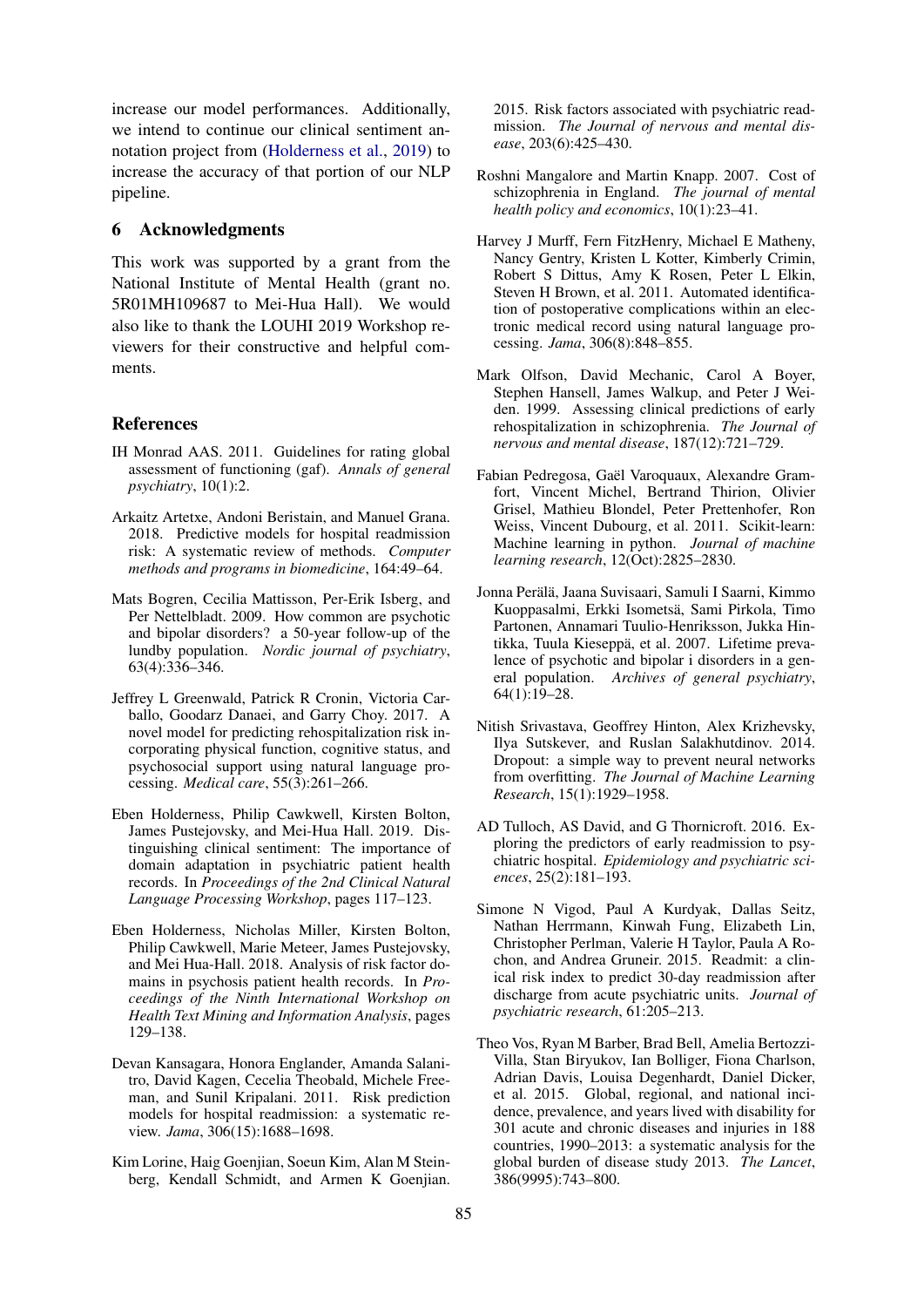increase our model performances. Additionally, we intend to continue our clinical sentiment annotation project from (Holderness et al., 2019) to increase the accuracy of that portion of our NLP pipeline.

## 6 Acknowledgments

This work was supported by a grant from the National Institute of Mental Health (grant no. 5R01MH109687 to Mei-Hua Hall). We would also like to thank the LOUHI 2019 Workshop reviewers for their constructive and helpful comments.

## References

IH Monrad AAS. 2011. Guidelines for rating global assessment of functioning (gaf). *Annals of general psychiatry*, 10(1):2.

Arkaitz Artetxe, Andoni Beristain, and Manuel Grana. 2018. Predictive models for hospital readmission risk: A systematic review of methods. *Computer methods and programs in biomedicine*, 164:49–64.

Mats Bogren, Cecilia Mattisson, Per-Erik Isberg, and Per Nettelbladt. 2009. How common are psychotic and bipolar disorders? a 50-year follow-up of the lundby population. *Nordic journal of psychiatry*, 63(4):336–346.

Jeffrey L Greenwald, Patrick R Cronin, Victoria Carballo, Goodarz Danaei, and Garry Choy. 2017. A novel model for predicting rehospitalization risk incorporating physical function, cognitive status, and psychosocial support using natural language processing. *Medical care*, 55(3):261–266.

Eben Holderness, Philip Cawkwell, Kirsten Bolton, James Pustejovsky, and Mei-Hua Hall. 2019. Distinguishing clinical sentiment: The importance of domain adaptation in psychiatric patient health records. In *Proceedings of the 2nd Clinical Natural Language Processing Workshop*, pages 117–123.

Eben Holderness, Nicholas Miller, Kirsten Bolton, Philip Cawkwell, Marie Meteer, James Pustejovsky, and Mei Hua-Hall. 2018. Analysis of risk factor domains in psychosis patient health records. In *Proceedings of the Ninth International Workshop on Health Text Mining and Information Analysis*, pages 129–138.

Devan Kansagara, Honora Englander, Amanda Salanitro, David Kagen, Cecelia Theobald, Michele Freeman, and Sunil Kripalani. 2011. Risk prediction models for hospital readmission: a systematic review. *Jama*, 306(15):1688–1698.

Kim Lorine, Haig Goenjian, Soeun Kim, Alan M Steinberg, Kendall Schmidt, and Armen K Goenjian. 2015. Risk factors associated with psychiatric readmission. *The Journal of nervous and mental disease*, 203(6):425–430.

Roshni Mangalore and Martin Knapp. 2007. Cost of schizophrenia in England. *The journal of mental health policy and economics*, 10(1):23–41.

Harvey J Murff, Fern FitzHenry, Michael E Matheny, Nancy Gentry, Kristen L Kotter, Kimberly Crimin, Robert S Dittus, Amy K Rosen, Peter L Elkin, Steven H Brown, et al. 2011. Automated identification of postoperative complications within an electronic medical record using natural language processing. *Jama*, 306(8):848–855.

Mark Olfson, David Mechanic, Carol A Boyer, Stephen Hansell, James Walkup, and Peter J Weiden. 1999. Assessing clinical predictions of early rehospitalization in schizophrenia. *The Journal of nervous and mental disease*, 187(12):721–729.

Fabian Pedregosa, Gaël Varoquaux, Alexandre Gramfort, Vincent Michel, Bertrand Thirion, Olivier Grisel, Mathieu Blondel, Peter Prettenhofer, Ron Weiss, Vincent Dubourg, et al. 2011. Scikit-learn: Machine learning in python. *Journal of machine learning research*, 12(Oct):2825–2830.

Jonna Perälä, Jaana Suvisaari, Samuli I Saarni, Kimmo Kuoppasalmi, Erkki Isometsä, Sami Pirkola, Timo Partonen, Annamari Tuulio-Henriksson, Jukka Hintikka, Tuula Kieseppä, et al. 2007. Lifetime prevalence of psychotic and bipolar i disorders in a general population. *Archives of general psychiatry*, 64(1):19–28.

Nitish Srivastava, Geoffrey Hinton, Alex Krizhevsky, Ilya Sutskever, and Ruslan Salakhutdinov. 2014. Dropout: a simple way to prevent neural networks from overfitting. *The Journal of Machine Learning Research*, 15(1):1929–1958.

AD Tulloch, AS David, and G Thornicroft. 2016. Exploring the predictors of early readmission to psychiatric hospital. *Epidemiology and psychiatric sciences*, 25(2):181–193.

Simone N Vigod, Paul A Kurdyak, Dallas Seitz, Nathan Herrmann, Kinwah Fung, Elizabeth Lin, Christopher Perlman, Valerie H Taylor, Paula A Rochon, and Andrea Gruneir. 2015. Readmit: a clinical risk index to predict 30-day readmission after discharge from acute psychiatric units. *Journal of psychiatric research*, 61:205–213.

Theo Vos, Ryan M Barber, Brad Bell, Amelia Bertozzi-Villa, Stan Biryukov, Ian Bolliger, Fiona Charlson, Adrian Davis, Louisa Degenhardt, Daniel Dicker, et al. 2015. Global, regional, and national incidence, prevalence, and years lived with disability for 301 acute and chronic diseases and injuries in 188 countries, 1990–2013: a systematic analysis for the global burden of disease study 2013. *The Lancet*, 386(9995):743–800.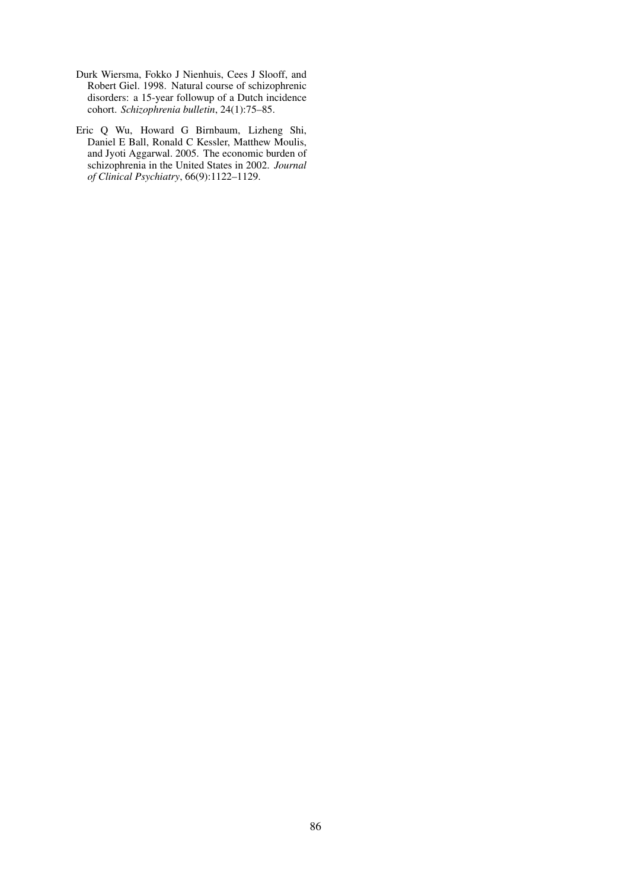Durk Wiersma, Fokko J Nienhuis, Cees J Slooff, and Robert Giel. 1998. Natural course of schizophrenic disorders: a 15-year followup of a Dutch incidence cohort. *Schizophrenia bulletin*, 24(1):75–85.

Eric Q Wu, Howard G Birnbaum, Lizheng Shi, Daniel E Ball, Ronald C Kessler, Matthew Moulis, and Jyoti Aggarwal. 2005. The economic burden of schizophrenia in the United States in 2002. *Journal of Clinical Psychiatry*, 66(9):1122–1129.